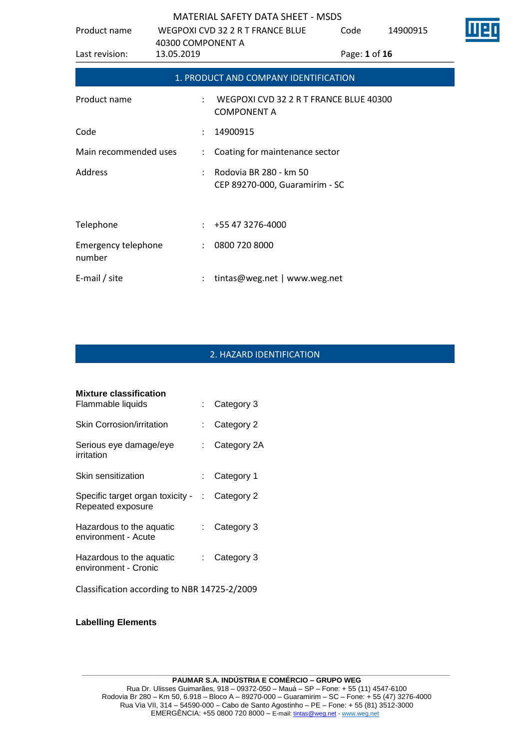## 1. PRODUCT AND COMPANY IDENTIFICATION

| | | |
|---|---|---|
| Product name | : | WEGPOXI CVD 32 2 R T FRANCE BLUE 40300 COMPONENT A |
| Code | : | 14900915 |
| Main recommended uses | : | Coating for maintenance sector |
| Address | : | Rodovia BR 280 - km 50<br>CEP 89270-000, Guaramirim - SC |
| Telephone | : | +55 47 3276-4000 |
| Emergency telephone number | : | 0800 720 8000 |
| E-mail / site | : | tintas@weg.net \| www.weg.net |

## 2. HAZARD IDENTIFICATION

**Mixture classification**

| | | |
|---|---|---|
| Flammable liquids | : | Category 3 |
| Skin Corrosion/irritation | : | Category 2 |
| Serious eye damage/eye irritation | : | Category 2A |
| Skin sensitization | : | Category 1 |
| Specific target organ toxicity - Repeated exposure | : | Category 2 |
| Hazardous to the aquatic environment - Acute | : | Category 3 |
| Hazardous to the aquatic environment - Cronic | : | Category 3 |

Classification according to NBR 14725-2/2009

**Labelling Elements**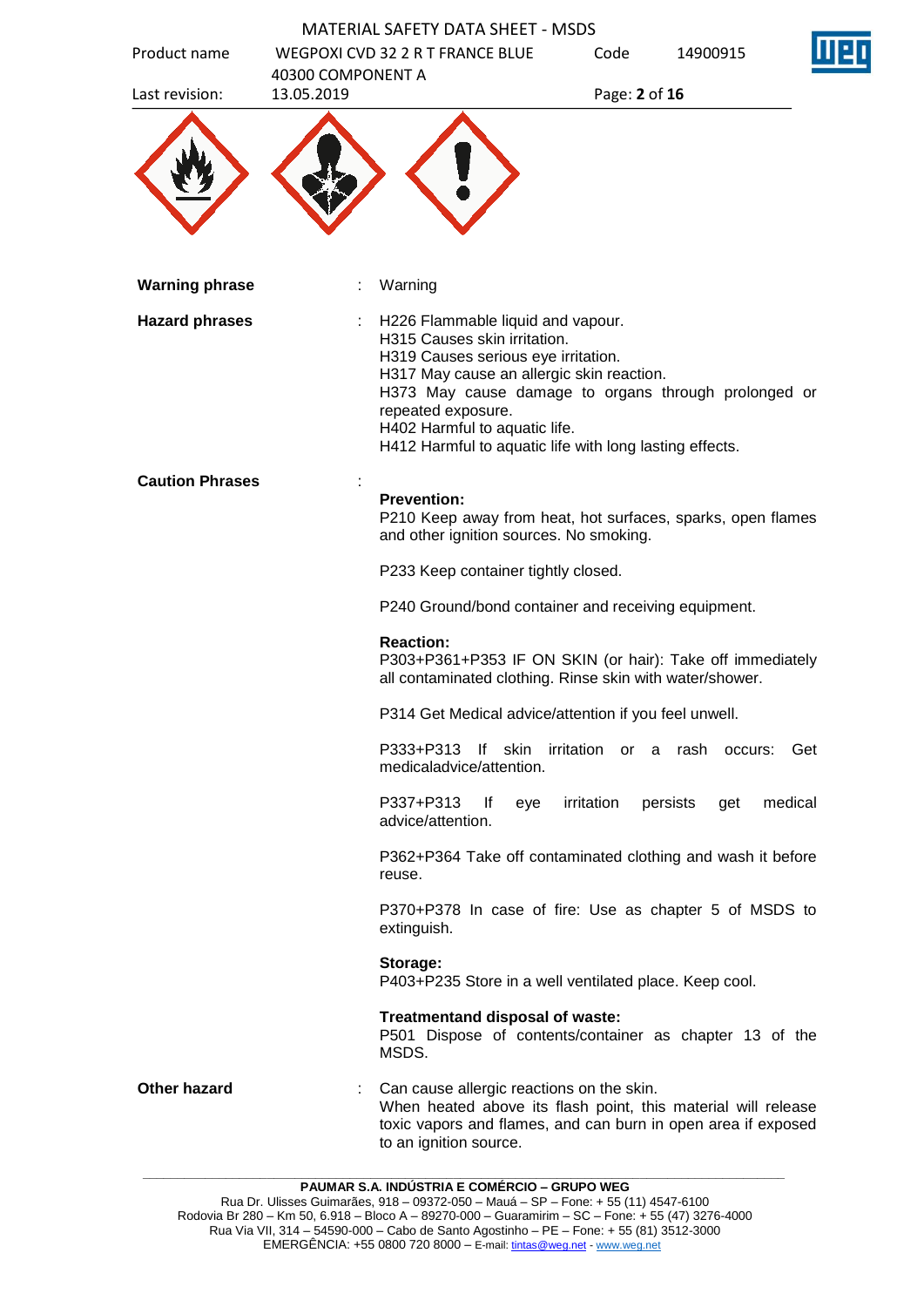**Warning phrase** : Warning

**Hazard phrases** :
H226 Flammable liquid and vapour.
H315 Causes skin irritation.
H319 Causes serious eye irritation.
H317 May cause an allergic skin reaction.
H373 May cause damage to organs through prolonged or repeated exposure.
H402 Harmful to aquatic life.
H412 Harmful to aquatic life with long lasting effects.

**Caution Phrases** :

**Prevention:**
P210 Keep away from heat, hot surfaces, sparks, open flames and other ignition sources. No smoking.

P233 Keep container tightly closed.

P240 Ground/bond container and receiving equipment.

**Reaction:**
P303+P361+P353 IF ON SKIN (or hair): Take off immediately all contaminated clothing. Rinse skin with water/shower.

P314 Get Medical advice/attention if you feel unwell.

P333+P313 If skin irritation or a rash occurs: Get medicaladvice/attention.

P337+P313 If eye irritation persists get medical advice/attention.

P362+P364 Take off contaminated clothing and wash it before reuse.

P370+P378 In case of fire: Use as chapter 5 of MSDS to extinguish.

**Storage:**
P403+P235 Store in a well ventilated place. Keep cool.

**Treatmentand disposal of waste:**
P501 Dispose of contents/container as chapter 13 of the MSDS.

**Other hazard** : Can cause allergic reactions on the skin.
When heated above its flash point, this material will release toxic vapors and flames, and can burn in open area if exposed to an ignition source.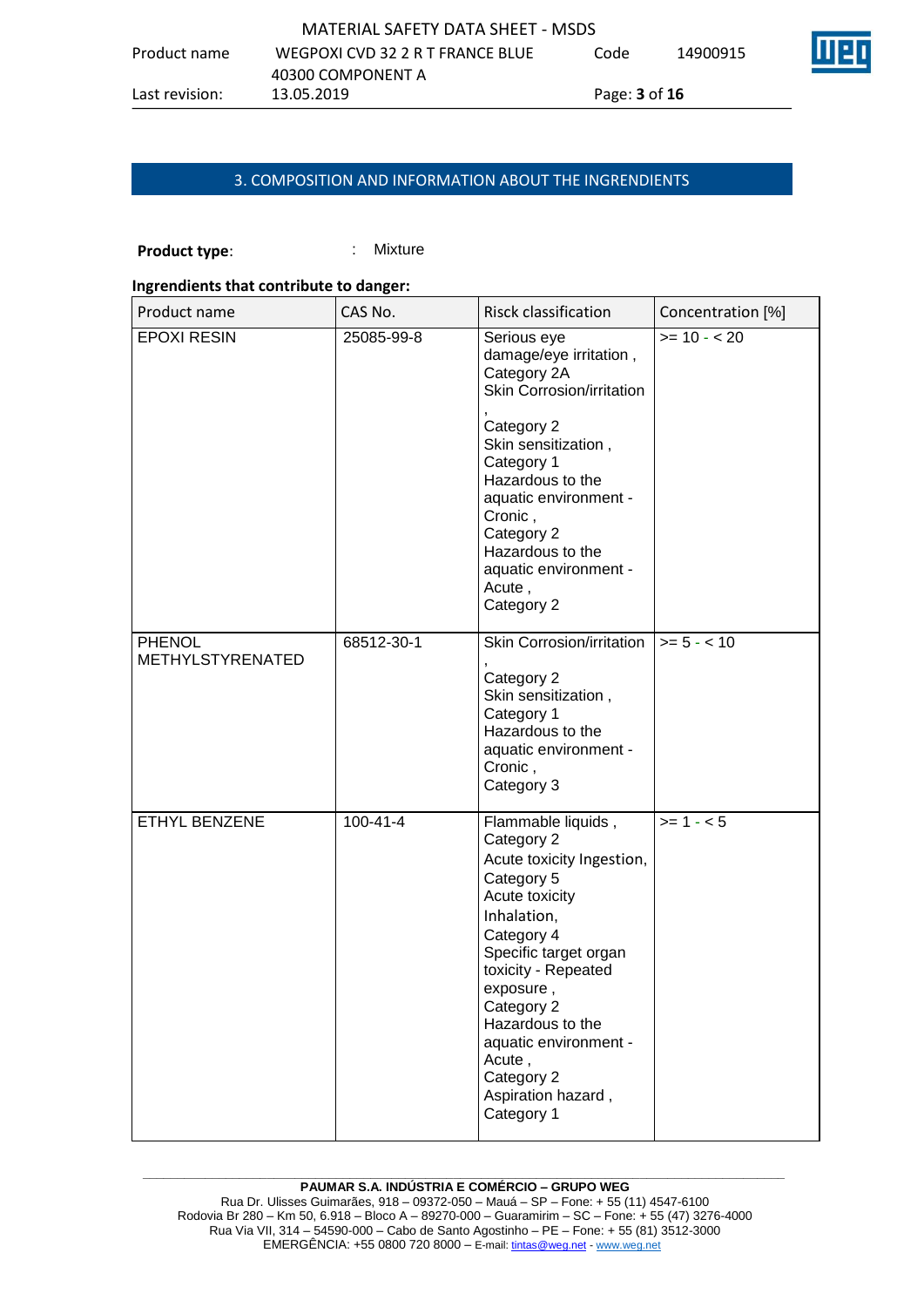## 3. COMPOSITION AND INFORMATION ABOUT THE INGRENDIENTS

**Product type**: : Mixture

**Ingrendients that contribute to danger:**

| Product name | CAS No. | Risck classification | Concentration [%] |
|---|---|---|---|
| EPOXI RESIN | 25085-99-8 | Serious eye damage/eye irritation , Category 2A<br>Skin Corrosion/irritation , Category 2<br>Skin sensitization , Category 1<br>Hazardous to the aquatic environment - Cronic , Category 2<br>Hazardous to the aquatic environment - Acute , Category 2 | >= 10 - < 20 |
| PHENOL METHYLSTYRENATED | 68512-30-1 | Skin Corrosion/irritation , Category 2<br>Skin sensitization , Category 1<br>Hazardous to the aquatic environment - Cronic , Category 3 | >= 5 - < 10 |
| ETHYL BENZENE | 100-41-4 | Flammable liquids , Category 2<br>Acute toxicity Ingestion, Category 5<br>Acute toxicity Inhalation, Category 4<br>Specific target organ toxicity - Repeated exposure , Category 2<br>Hazardous to the aquatic environment - Acute , Category 2<br>Aspiration hazard , Category 1 | >= 1 - < 5 |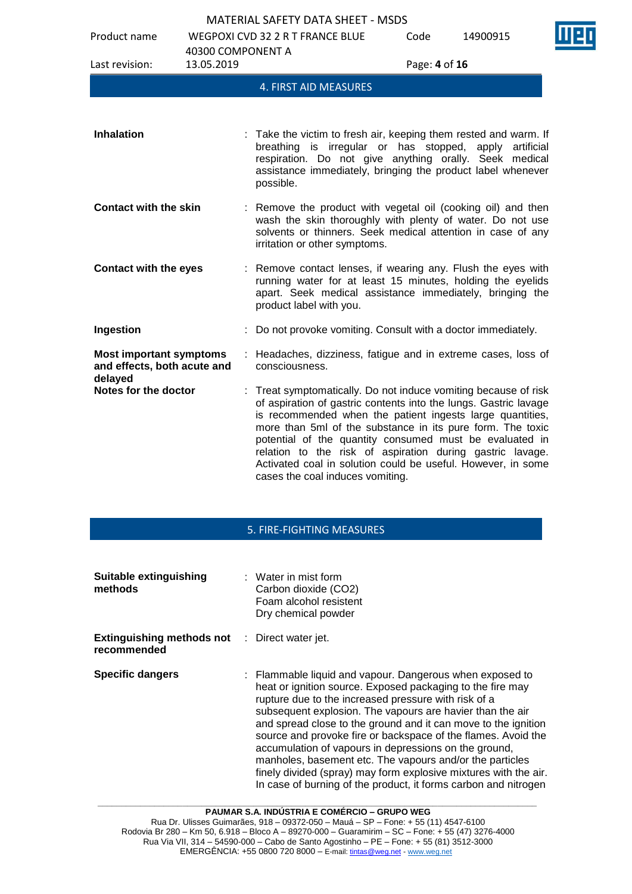## 4. FIRST AID MEASURES

| | |
|---|---|
| **Inhalation** | Take the victim to fresh air, keeping them rested and warm. If breathing is irregular or has stopped, apply artificial respiration. Do not give anything orally. Seek medical assistance immediately, bringing the product label whenever possible. |
| **Contact with the skin** | Remove the product with vegetal oil (cooking oil) and then wash the skin thoroughly with plenty of water. Do not use solvents or thinners. Seek medical attention in case of any irritation or other symptoms. |
| **Contact with the eyes** | Remove contact lenses, if wearing any. Flush the eyes with running water for at least 15 minutes, holding the eyelids apart. Seek medical assistance immediately, bringing the product label with you. |
| **Ingestion** | Do not provoke vomiting. Consult with a doctor immediately. |
| **Most important symptoms and effects, both acute and delayed** | Headaches, dizziness, fatigue and in extreme cases, loss of consciousness. |
| **Notes for the doctor** | Treat symptomatically. Do not induce vomiting because of risk of aspiration of gastric contents into the lungs. Gastric lavage is recommended when the patient ingests large quantities, more than 5ml of the substance in its pure form. The toxic potential of the quantity consumed must be evaluated in relation to the risk of aspiration during gastric lavage. Activated coal in solution could be useful. However, in some cases the coal induces vomiting. |

## 5. FIRE-FIGHTING MEASURES

| | |
|---|---|
| **Suitable extinguishing methods** | Water in mist form<br>Carbon dioxide ($CO_2$)<br>Foam alcohol resistent<br>Dry chemical powder |
| **Extinguishing methods not recommended** | Direct water jet. |
| **Specific dangers** | Flammable liquid and vapour. Dangerous when exposed to heat or ignition source. Exposed packaging to the fire may rupture due to the increased pressure with risk of a subsequent explosion. The vapours are havier than the air and spread close to the ground and it can move to the ignition source and provoke fire or backspace of the flames. Avoid the accumulation of vapours in depressions on the ground, manholes, basement etc. The vapours and/or the particles finely divided (spray) may form explosive mixtures with the air. In case of burning of the product, it forms carbon and nitrogen |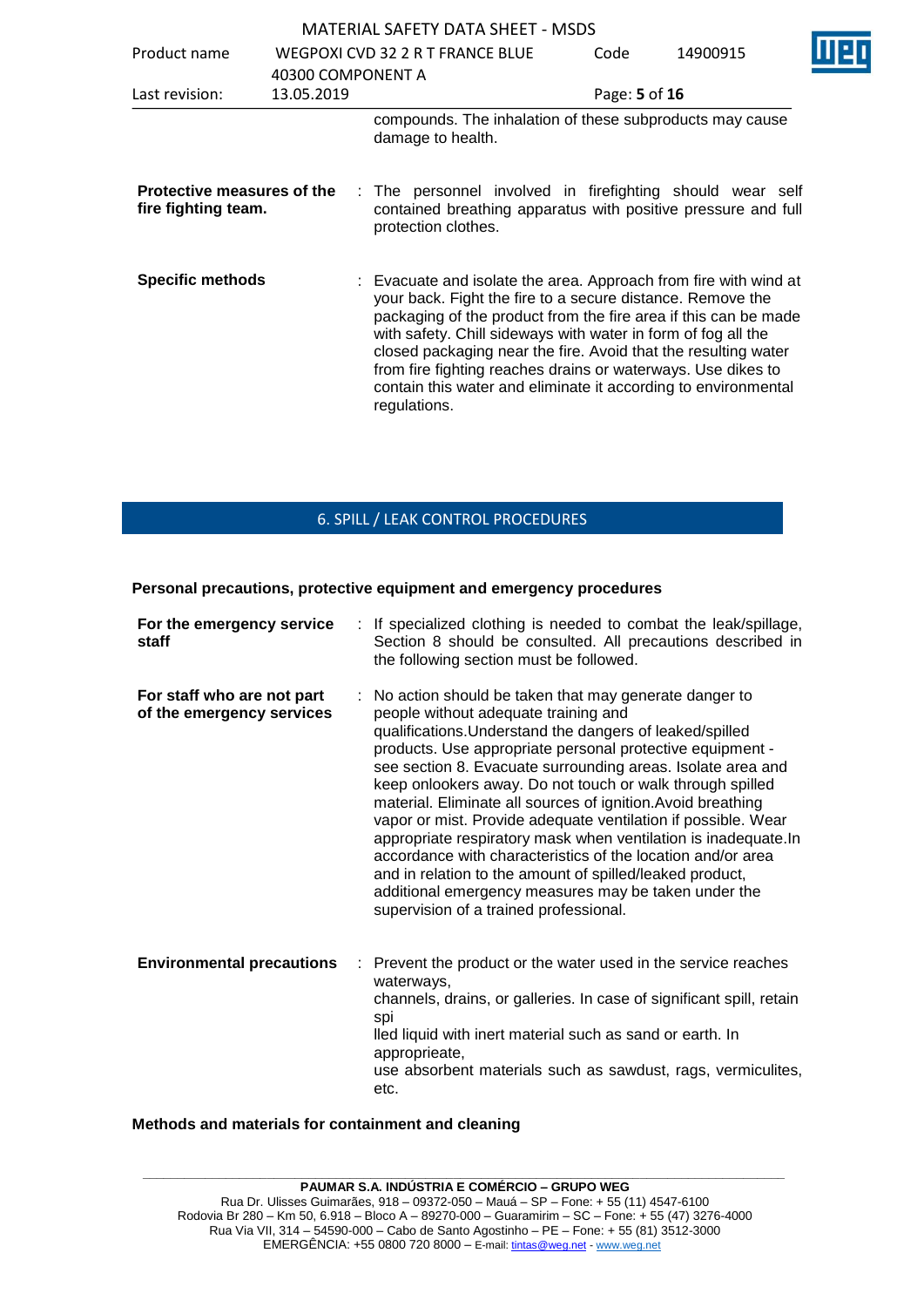compounds. The inhalation of these subproducts may cause damage to health.

| | |
|---|---|
| **Protective measures of the fire fighting team.** | : The personnel involved in firefighting should wear self contained breathing apparatus with positive pressure and full protection clothes. |
| **Specific methods** | : Evacuate and isolate the area. Approach from fire with wind at your back. Fight the fire to a secure distance. Remove the packaging of the product from the fire area if this can be made with safety. Chill sideways with water in form of fog all the closed packaging near the fire. Avoid that the resulting water from fire fighting reaches drains or waterways. Use dikes to contain this water and eliminate it according to environmental regulations. |

## 6. SPILL / LEAK CONTROL PROCEDURES

**Personal precautions, protective equipment and emergency procedures**

| | |
|---|---|
| **For the emergency service staff** | : If specialized clothing is needed to combat the leak/spillage, Section 8 should be consulted. All precautions described in the following section must be followed. |
| **For staff who are not part of the emergency services** | : No action should be taken that may generate danger to people without adequate training and qualifications.Understand the dangers of leaked/spilled products. Use appropriate personal protective equipment - see section 8. Evacuate surrounding areas. Isolate area and keep onlookers away. Do not touch or walk through spilled material. Eliminate all sources of ignition.Avoid breathing vapor or mist. Provide adequate ventilation if possible. Wear appropriate respiratory mask when ventilation is inadequate.In accordance with characteristics of the location and/or area and in relation to the amount of spilled/leaked product, additional emergency measures may be taken under the supervision of a trained professional. |
| **Environmental precautions** | : Prevent the product or the water used in the service reaches waterways, channels, drains, or galleries. In case of significant spill, retain spi lled liquid with inert material such as sand or earth. In apropprieate, use absorbent materials such as sawdust, rags, vermiculites, etc. |

**Methods and materials for containment and cleaning**

**PAUMAR S.A. INDÚSTRIA E COMÉRCIO – GRUPO WEG**
Rua Dr. Ulisses Guimarães, 918 – 09372-050 – Mauá – SP – Fone: + 55 (11) 4547-6100
Rodovia Br 280 – Km 50, 6.918 – Bloco A – 89270-000 – Guaramirim – SC – Fone: + 55 (47) 3276-4000
Rua Via VII, 314 – 54590-000 – Cabo de Santo Agostinho – PE – Fone: + 55 (81) 3512-3000
EMERGÊNCIA: +55 0800 720 8000 – E-mail: tintas@weg.net - www.weg.net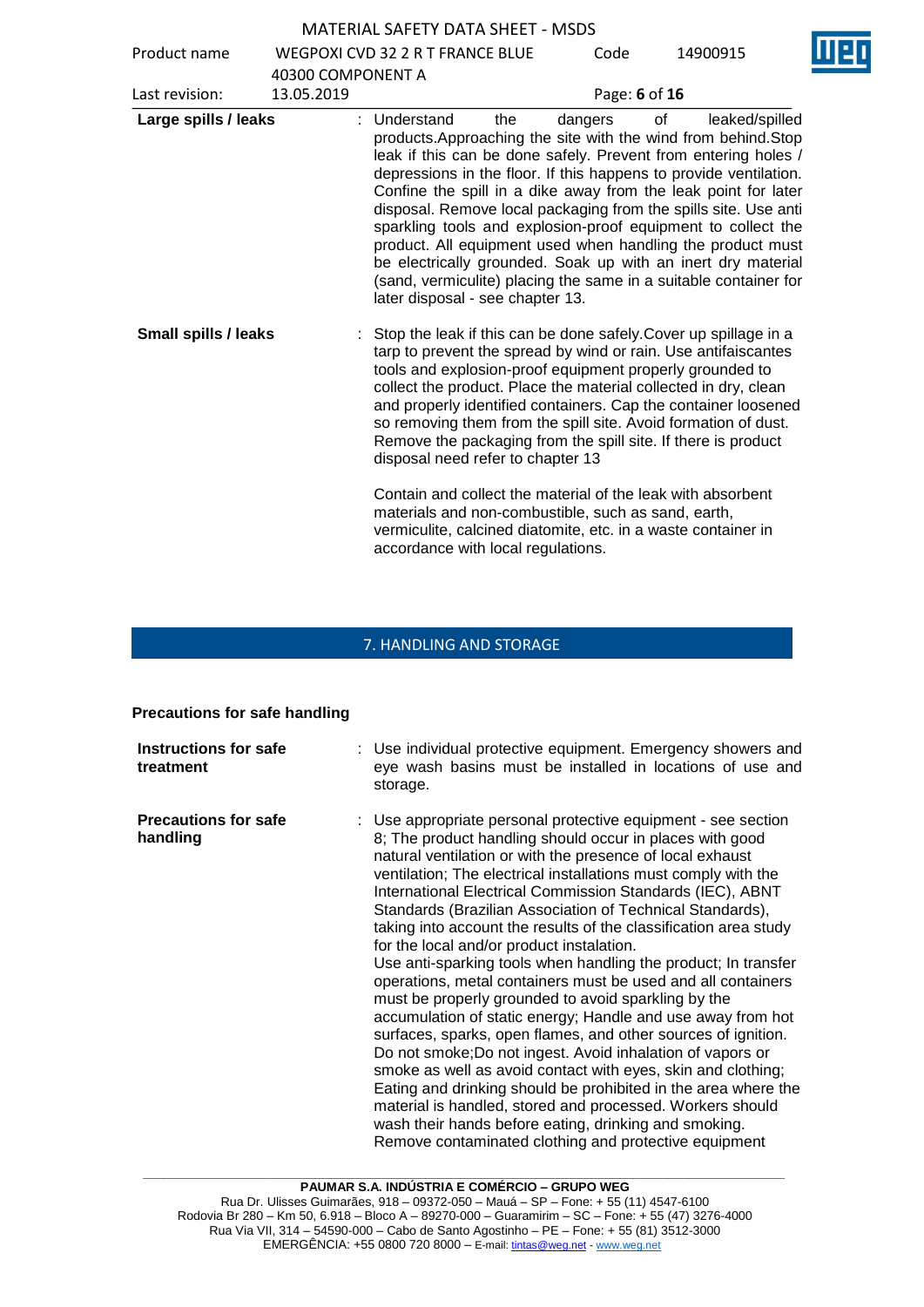**Large spills / leaks** : Understand the dangers of leaked/spilled products.Approaching the site with the wind from behind.Stop leak if this can be done safely. Prevent from entering holes / depressions in the floor. If this happens to provide ventilation. Confine the spill in a dike away from the leak point for later disposal. Remove local packaging from the spills site. Use anti sparkling tools and explosion-proof equipment to collect the product. All equipment used when handling the product must be electrically grounded. Soak up with an inert dry material (sand, vermiculite) placing the same in a suitable container for later disposal - see chapter 13.

**Small spills / leaks** : Stop the leak if this can be done safely.Cover up spillage in a tarp to prevent the spread by wind or rain. Use antifaiscantes tools and explosion-proof equipment properly grounded to collect the product. Place the material collected in dry, clean and properly identified containers. Cap the container loosened so removing them from the spill site. Avoid formation of dust. Remove the packaging from the spill site. If there is product disposal need refer to chapter 13

Contain and collect the material of the leak with absorbent materials and non-combustible, such as sand, earth, vermiculite, calcined diatomite, etc. in a waste container in accordance with local regulations.

## 7. HANDLING AND STORAGE

### Precautions for safe handling

**Instructions for safe treatment** : Use individual protective equipment. Emergency showers and eye wash basins must be installed in locations of use and storage.

**Precautions for safe handling** : Use appropriate personal protective equipment - see section 8; The product handling should occur in places with good natural ventilation or with the presence of local exhaust ventilation; The electrical installations must comply with the International Electrical Commission Standards (IEC), ABNT Standards (Brazilian Association of Technical Standards), taking into account the results of the classification area study for the local and/or product instalation.
Use anti-sparking tools when handling the product; In transfer operations, metal containers must be used and all containers must be properly grounded to avoid sparkling by the accumulation of static energy; Handle and use away from hot surfaces, sparks, open flames, and other sources of ignition. Do not smoke;Do not ingest. Avoid inhalation of vapors or smoke as well as avoid contact with eyes, skin and clothing; Eating and drinking should be prohibited in the area where the material is handled, stored and processed. Workers should wash their hands before eating, drinking and smoking. Remove contaminated clothing and protective equipment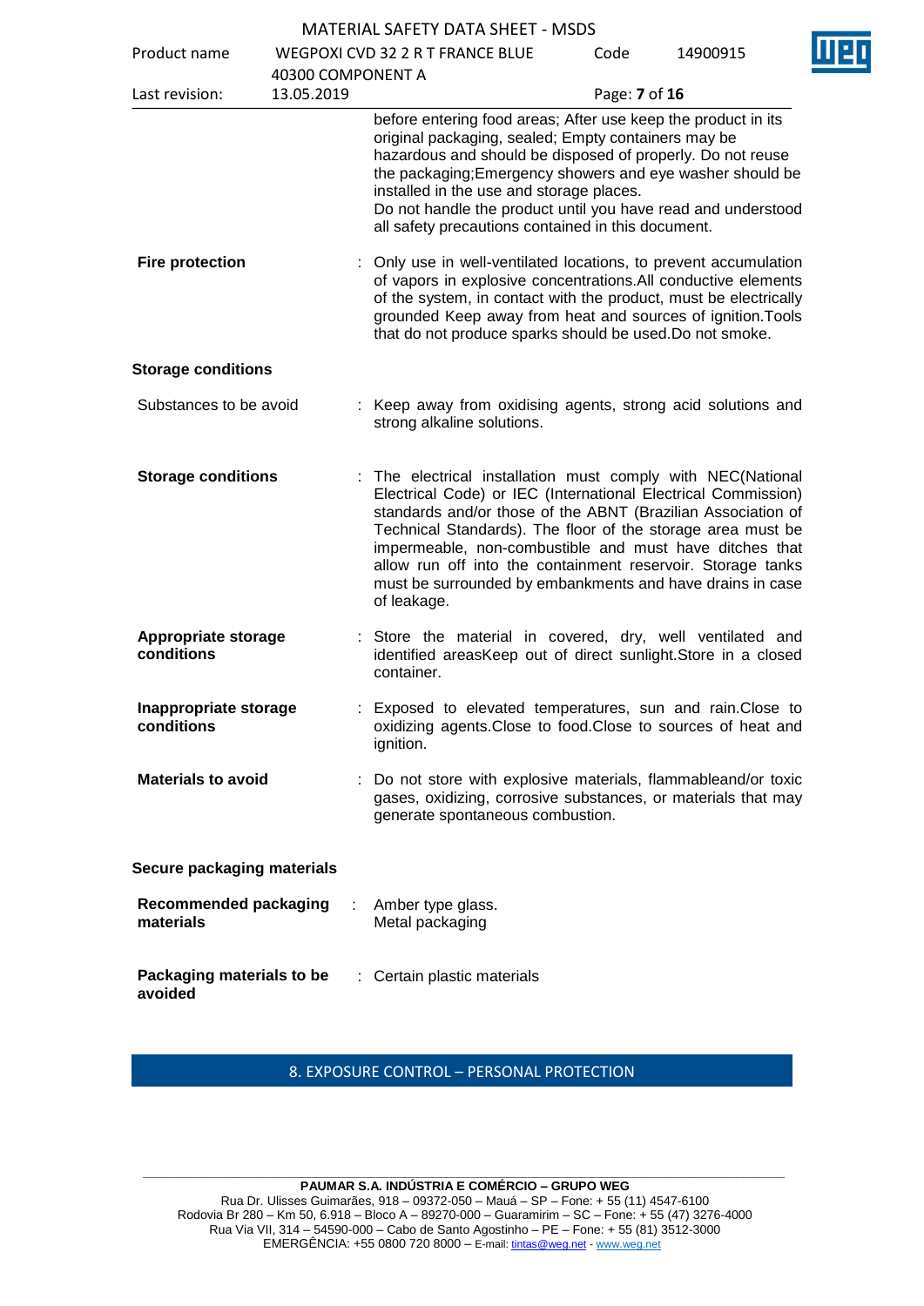before entering food areas; After use keep the product in its original packaging, sealed; Empty containers may be hazardous and should be disposed of properly. Do not reuse the packaging;Emergency showers and eye washer should be installed in the use and storage places.
Do not handle the product until you have read and understood all safety precautions contained in this document.

**Fire protection** : Only use in well-ventilated locations, to prevent accumulation of vapors in explosive concentrations.All conductive elements of the system, in contact with the product, must be electrically grounded Keep away from heat and sources of ignition.Tools that do not produce sparks should be used.Do not smoke.

**Storage conditions**

Substances to be avoid : Keep away from oxidising agents, strong acid solutions and strong alkaline solutions.

**Storage conditions** : The electrical installation must comply with NEC(National Electrical Code) or IEC (International Electrical Commission) standards and/or those of the ABNT (Brazilian Association of Technical Standards). The floor of the storage area must be impermeable, non-combustible and must have ditches that allow run off into the containment reservoir. Storage tanks must be surrounded by embankments and have drains in case of leakage.

**Appropriate storage conditions** : Store the material in covered, dry, well ventilated and identified areasKeep out of direct sunlight.Store in a closed container.

**Inappropriate storage conditions** : Exposed to elevated temperatures, sun and rain.Close to oxidizing agents.Close to food.Close to sources of heat and ignition.

**Materials to avoid** : Do not store with explosive materials, flammableand/or toxic gases, oxidizing, corrosive substances, or materials that may generate spontaneous combustion.

**Secure packaging materials**

**Recommended packaging materials** : Amber type glass.
Metal packaging

**Packaging materials to be avoided** : Certain plastic materials

## 8. EXPOSURE CONTROL – PERSONAL PROTECTION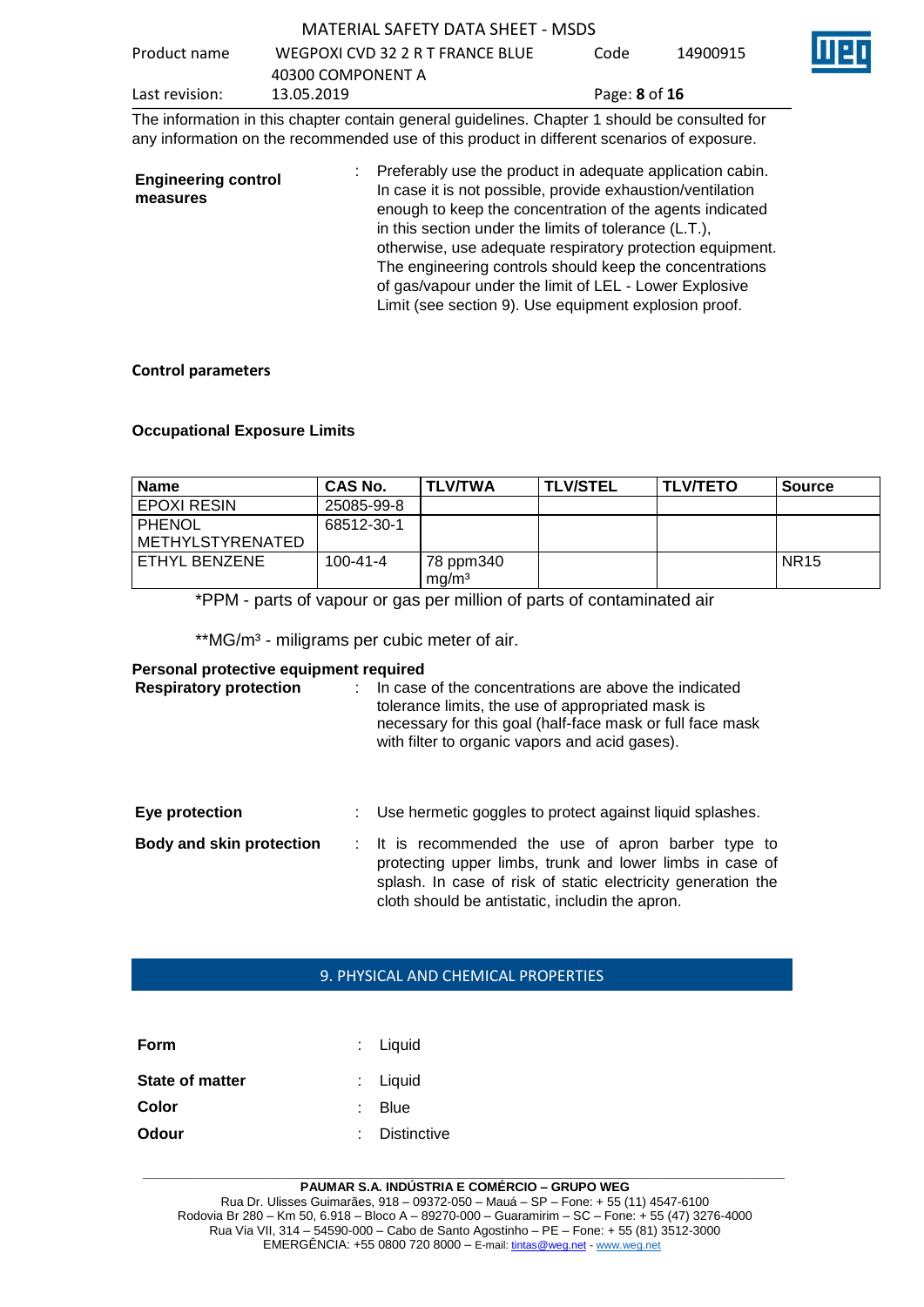The information in this chapter contain general guidelines. Chapter 1 should be consulted for any information on the recommended use of this product in different scenarios of exposure.

**Engineering control measures** : Preferably use the product in adequate application cabin. In case it is not possible, provide exhaustion/ventilation enough to keep the concentration of the agents indicated in this section under the limits of tolerance (L.T.), otherwise, use adequate respiratory protection equipment. The engineering controls should keep the concentrations of gas/vapour under the limit of LEL - Lower Explosive Limit (see section 9). Use equipment explosion proof.

**Control parameters**

**Occupational Exposure Limits**

| Name | CAS No. | TLV/TWA | TLV/STEL | TLV/TETO | Source |
|---|---|---|---|---|---|
| EPOXI RESIN | 25085-99-8 | | | | |
| PHENOL METHYLSTYRENATED | 68512-30-1 | | | | |
| ETHYL BENZENE | 100-41-4 | 78 ppm340 mg/m³ | | | NR15 |

*PPM - parts of vapour or gas per million of parts of contaminated air

**MG/m³ - miligrams per cubic meter of air.

**Personal protective equipment required**

**Respiratory protection** : In case of the concentrations are above the indicated tolerance limits, the use of appropriated mask is necessary for this goal (half-face mask or full face mask with filter to organic vapors and acid gases).

**Eye protection** : Use hermetic goggles to protect against liquid splashes.

**Body and skin protection** : It is recommended the use of apron barber type to protecting upper limbs, trunk and lower limbs in case of splash. In case of risk of static electricity generation the cloth should be antistatic, includin the apron.

## 9. PHYSICAL AND CHEMICAL PROPERTIES

**Form** : Liquid

**State of matter** : Liquid

**Color** : Blue

**Odour** : Distinctive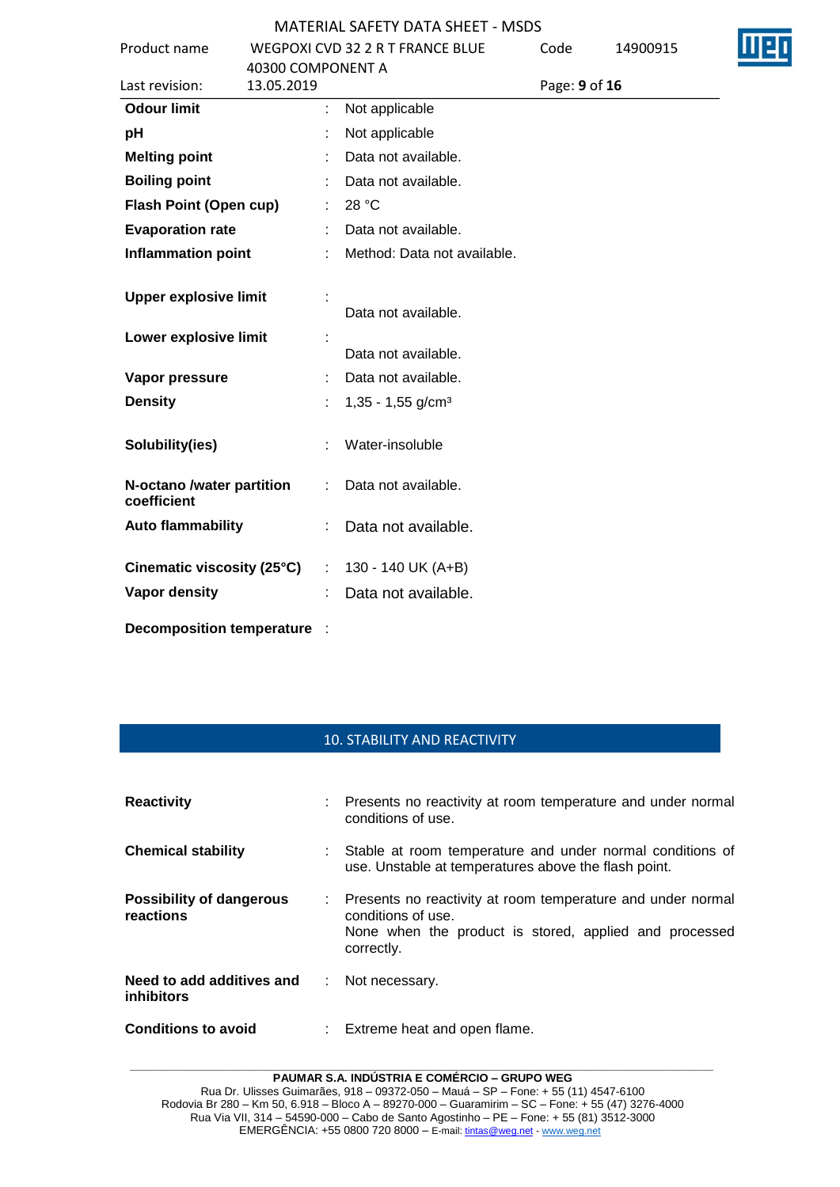| | | |
|---|---|---|
| **Odour limit** | : | Not applicable |
| **pH** | : | Not applicable |
| **Melting point** | : | Data not available. |
| **Boiling point** | : | Data not available. |
| **Flash Point (Open cup)** | : | 28 °C |
| **Evaporation rate** | : | Data not available. |
| **Inflammation point** | : | Method: Data not available. |
| **Upper explosive limit** | : | Data not available. |
| **Lower explosive limit** | : | Data not available. |
| **Vapor pressure** | : | Data not available. |
| **Density** | : | 1,35 - 1,55 g/cm³ |
| **Solubility(ies)** | : | Water-insoluble |
| **N-octano /water partition coefficient** | : | Data not available. |
| **Auto flammability** | : | Data not available. |
| **Cinematic viscosity (25°C)** | : | 130 - 140 UK (A+B) |
| **Vapor density** | : | Data not available. |
| **Decomposition temperature** | : | |

## 10. STABILITY AND REACTIVITY

| | | |
|---|---|---|
| **Reactivity** | : | Presents no reactivity at room temperature and under normal conditions of use. |
| **Chemical stability** | : | Stable at room temperature and under normal conditions of use. Unstable at temperatures above the flash point. |
| **Possibility of dangerous reactions** | : | Presents no reactivity at room temperature and under normal conditions of use.<br>None when the product is stored, applied and processed correctly. |
| **Need to add additives and inhibitors** | : | Not necessary. |
| **Conditions to avoid** | : | Extreme heat and open flame. |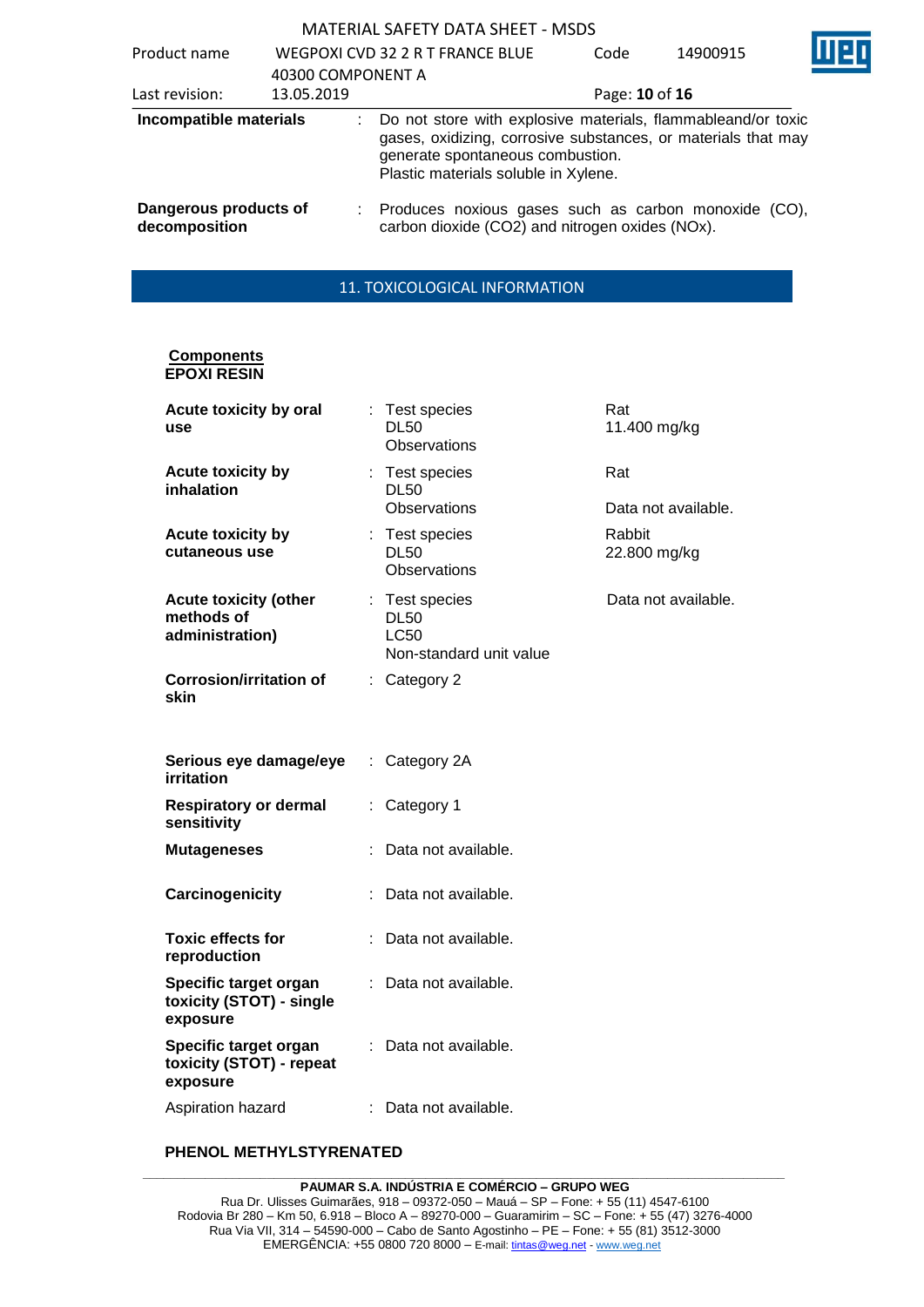| | | |
|---|---|---|
| **Incompatible materials** | : | Do not store with explosive materials, flammableand/or toxic gases, oxidizing, corrosive substances, or materials that may generate spontaneous combustion. Plastic materials soluble in Xylene. |
| **Dangerous products of decomposition** | : | Produces noxious gases such as carbon monoxide (CO), carbon dioxide ($CO_2$) and nitrogen oxides ($NO_x$). |

## 11. TOXICOLOGICAL INFORMATION

**Components**
**EPOXI RESIN**

| | | | |
|---|---|---|---|
| **Acute toxicity by oral use** | : | Test species<br>DL50<br>Observations | Rat<br>11.400 mg/kg |
| **Acute toxicity by inhalation** | : | Test species<br>DL50<br>Observations | Rat<br><br>Data not available. |
| **Acute toxicity by cutaneous use** | : | Test species<br>DL50<br>Observations | Rabbit<br>22.800 mg/kg |
| **Acute toxicity (other methods of administration)** | : | Test species<br>DL50<br>LC50<br>Non-standard unit value | Data not available. |
| **Corrosion/irritation of skin** | : | Category 2 | |
| **Serious eye damage/eye irritation** | : | Category 2A | |
| **Respiratory or dermal sensitivity** | : | Category 1 | |
| **Mutageneses** | : | Data not available. | |
| **Carcinogenicity** | : | Data not available. | |
| **Toxic effects for reproduction** | : | Data not available. | |
| **Specific target organ toxicity (STOT) - single exposure** | : | Data not available. | |
| **Specific target organ toxicity (STOT) - repeat exposure** | : | Data not available. | |
| Aspiration hazard | : | Data not available. | |

**PHENOL METHYLSTYRENATED**

**PAUMAR S.A. INDÚSTRIA E COMÉRCIO – GRUPO WEG**
Rua Dr. Ulisses Guimarães, 918 – 09372-050 – Mauá – SP – Fone: + 55 (11) 4547-6100
Rodovia Br 280 – Km 50, 6.918 – Bloco A – 89270-000 – Guaramirim – SC – Fone: + 55 (47) 3276-4000
Rua Via VII, 314 – 54590-000 – Cabo de Santo Agostinho – PE – Fone: + 55 (81) 3512-3000
EMERGÊNCIA: +55 0800 720 8000 – E-mail: tintas@weg.net - www.weg.net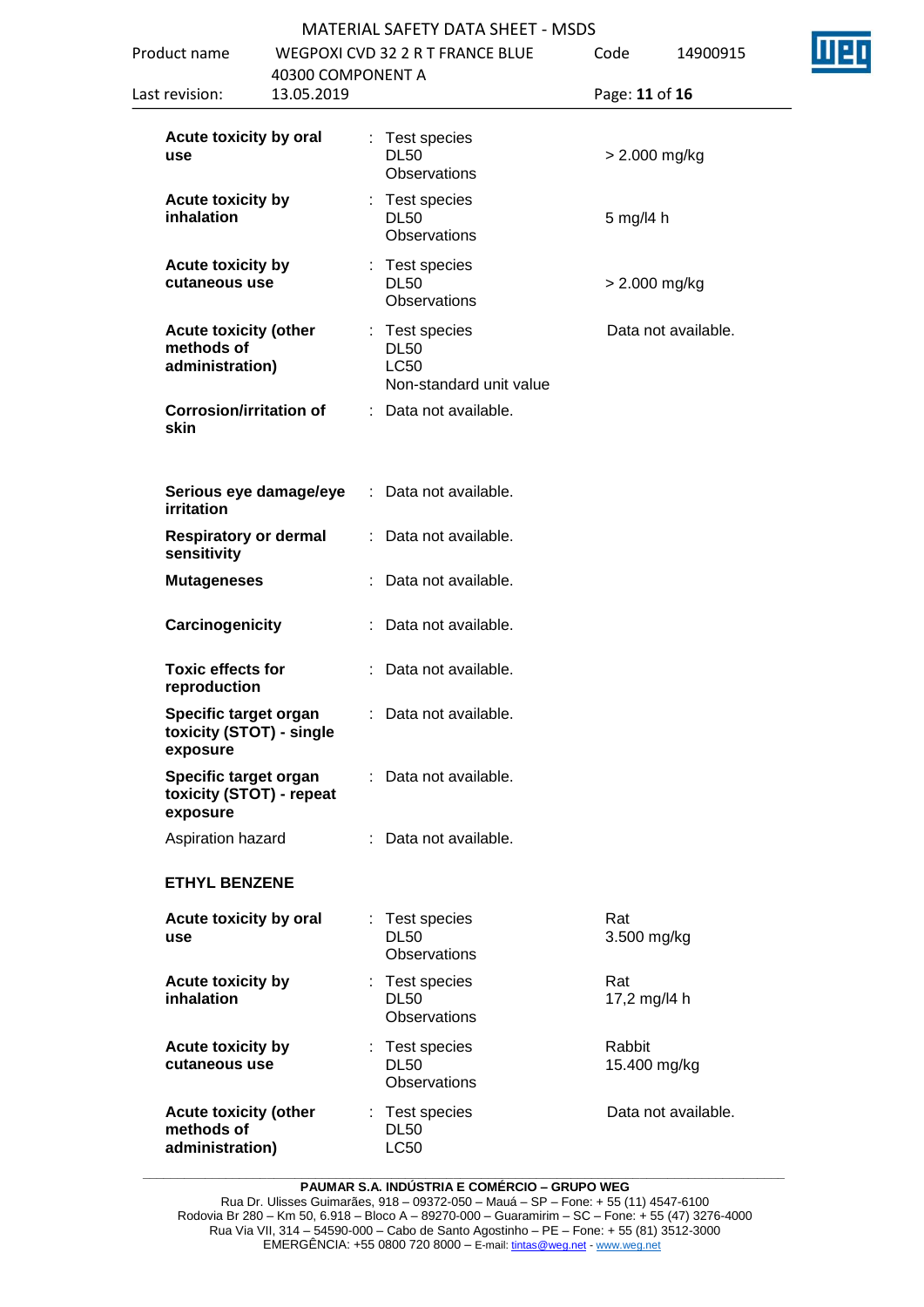| | | | |
|---|---|---|---|
| **Acute toxicity by oral use** | : | Test species<br>DL50<br>Observations | <br>> 2.000 mg/kg |
| **Acute toxicity by inhalation** | : | Test species<br>DL50<br>Observations | <br>5 mg/l4 h |
| **Acute toxicity by cutaneous use** | : | Test species<br>DL50<br>Observations | <br>> 2.000 mg/kg |
| **Acute toxicity (other methods of administration)** | : | Test species<br>DL50<br>LC50<br>Non-standard unit value | Data not available. |
| **Corrosion/irritation of skin** | : | Data not available. | |
| **Serious eye damage/eye irritation** | : | Data not available. | |
| **Respiratory or dermal sensitivity** | : | Data not available. | |
| **Mutageneses** | : | Data not available. | |
| **Carcinogenicity** | : | Data not available. | |
| **Toxic effects for reproduction** | : | Data not available. | |
| **Specific target organ toxicity (STOT) - single exposure** | : | Data not available. | |
| **Specific target organ toxicity (STOT) - repeat exposure** | : | Data not available. | |
| Aspiration hazard | : | Data not available. | |

**ETHYL BENZENE**

| | | | |
|---|---|---|---|
| **Acute toxicity by oral use** | : | Test species<br>DL50<br>Observations | Rat<br>3.500 mg/kg |
| **Acute toxicity by inhalation** | : | Test species<br>DL50<br>Observations | Rat<br>17,2 mg/l4 h |
| **Acute toxicity by cutaneous use** | : | Test species<br>DL50<br>Observations | Rabbit<br>15.400 mg/kg |
| **Acute toxicity (other methods of administration)** | : | Test species<br>DL50<br>LC50 | Data not available. |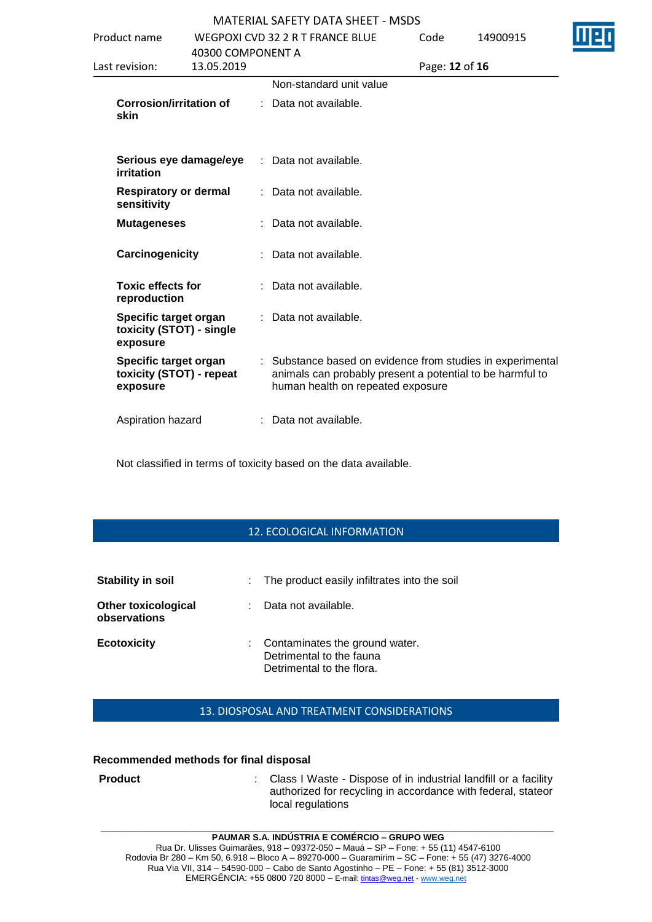Non-standard unit value

| | | |
|---|---|---|
| **Corrosion/irritation of skin** | : | Data not available. |
| **Serious eye damage/eye irritation** | : | Data not available. |
| **Respiratory or dermal sensitivity** | : | Data not available. |
| **Mutageneses** | : | Data not available. |
| **Carcinogenicity** | : | Data not available. |
| **Toxic effects for reproduction** | : | Data not available. |
| **Specific target organ toxicity (STOT) - single exposure** | : | Data not available. |
| **Specific target organ toxicity (STOT) - repeat exposure** | : | Substance based on evidence from studies in experimental animals can probably present a potential to be harmful to human health on repeated exposure |
| Aspiration hazard | : | Data not available. |

Not classified in terms of toxicity based on the data available.

## 12. ECOLOGICAL INFORMATION

| | | |
|---|---|---|
| **Stability in soil** | : | The product easily infiltrates into the soil |
| **Other toxicological observations** | : | Data not available. |
| **Ecotoxicity** | : | Contaminates the ground water.<br>Detrimental to the fauna<br>Detrimental to the flora. |

## 13. DIOSPOSAL AND TREATMENT CONSIDERATIONS

**Recommended methods for final disposal**

| | | |
|---|---|---|
| **Product** | : | Class I Waste - Dispose of in industrial landfill or a facility authorized for recycling in accordance with federal, stateor local regulations |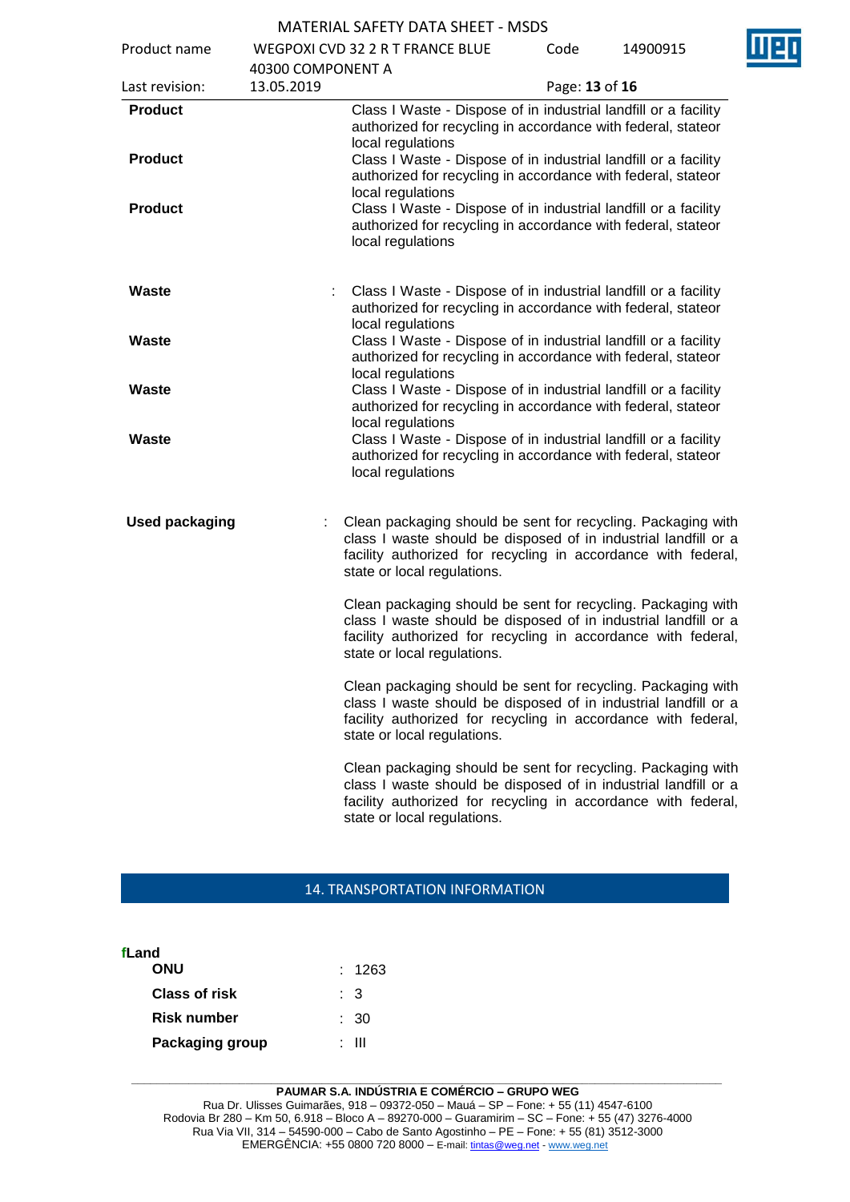**Product** Class I Waste - Dispose of in industrial landfill or a facility authorized for recycling in accordance with federal, stateor local regulations

**Product** Class I Waste - Dispose of in industrial landfill or a facility authorized for recycling in accordance with federal, stateor local regulations

**Product** Class I Waste - Dispose of in industrial landfill or a facility authorized for recycling in accordance with federal, stateor local regulations

**Waste** : Class I Waste - Dispose of in industrial landfill or a facility authorized for recycling in accordance with federal, stateor local regulations

**Waste** Class I Waste - Dispose of in industrial landfill or a facility authorized for recycling in accordance with federal, stateor local regulations

**Waste** Class I Waste - Dispose of in industrial landfill or a facility authorized for recycling in accordance with federal, stateor local regulations

**Waste** Class I Waste - Dispose of in industrial landfill or a facility authorized for recycling in accordance with federal, stateor local regulations

**Used packaging** : Clean packaging should be sent for recycling. Packaging with class I waste should be disposed of in industrial landfill or a facility authorized for recycling in accordance with federal, state or local regulations.

Clean packaging should be sent for recycling. Packaging with class I waste should be disposed of in industrial landfill or a facility authorized for recycling in accordance with federal, state or local regulations.

Clean packaging should be sent for recycling. Packaging with class I waste should be disposed of in industrial landfill or a facility authorized for recycling in accordance with federal, state or local regulations.

Clean packaging should be sent for recycling. Packaging with class I waste should be disposed of in industrial landfill or a facility authorized for recycling in accordance with federal, state or local regulations.

## 14. TRANSPORTATION INFORMATION

**fLand**

| | |
|---|---|
| **ONU** | : 1263 |
| **Class of risk** | : 3 |
| **Risk number** | : 30 |
| **Packaging group** | : III |

**PAUMAR S.A. INDÚSTRIA E COMÉRCIO – GRUPO WEG**
Rua Dr. Ulisses Guimarães, 918 – 09372-050 – Mauá – SP – Fone: + 55 (11) 4547-6100
Rodovia Br 280 – Km 50, 6.918 – Bloco A – 89270-000 – Guaramirim – SC – Fone: + 55 (47) 3276-4000
Rua Via VII, 314 – 54590-000 – Cabo de Santo Agostinho – PE – Fone: + 55 (81) 3512-3000
EMERGÊNCIA: +55 0800 720 8000 – E-mail: tintas@weg.net - www.weg.net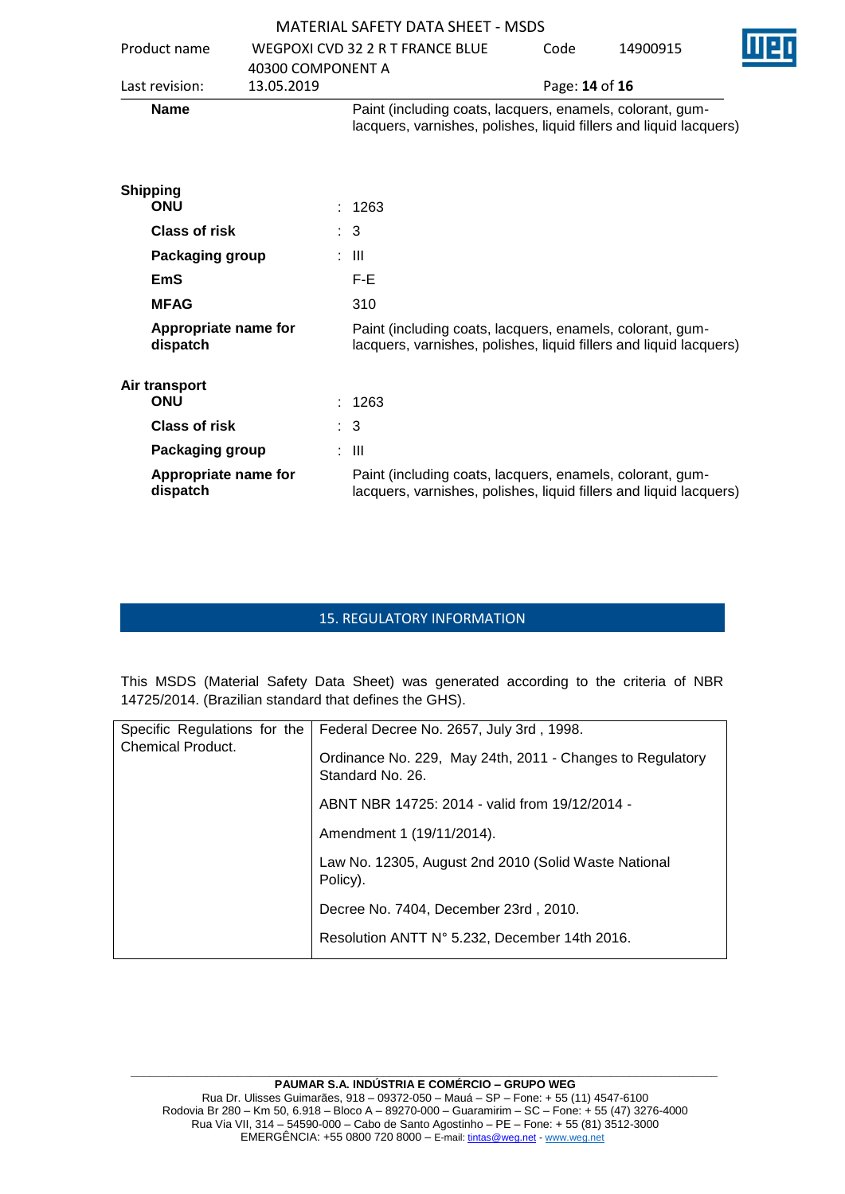**Name** Paint (including coats, lacquers, enamels, colorant, gum-lacquers, varnishes, polishes, liquid fillers and liquid lacquers)

**Shipping**

**ONU** : 1263

**Class of risk** : 3

**Packaging group** : III

**EmS** F-E

**MFAG** 310

**Appropriate name for dispatch** Paint (including coats, lacquers, enamels, colorant, gum-lacquers, varnishes, polishes, liquid fillers and liquid lacquers)

**Air transport**

**ONU** : 1263

**Class of risk** : 3

**Packaging group** : III

**Appropriate name for dispatch** Paint (including coats, lacquers, enamels, colorant, gum-lacquers, varnishes, polishes, liquid fillers and liquid lacquers)

## 15. REGULATORY INFORMATION

This MSDS (Material Safety Data Sheet) was generated according to the criteria of NBR 14725/2014. (Brazilian standard that defines the GHS).

| Specific Regulations for the Chemical Product. | Federal Decree No. 2657, July 3rd , 1998. |
|---|---|
| | Ordinance No. 229, May 24th, 2011 - Changes to Regulatory Standard No. 26. |
| | ABNT NBR 14725: 2014 - valid from 19/12/2014 - |
| | Amendment 1 (19/11/2014). |
| | Law No. 12305, August 2nd 2010 (Solid Waste National Policy). |
| | Decree No. 7404, December 23rd , 2010. |
| | Resolution ANTT N° 5.232, December 14th 2016. |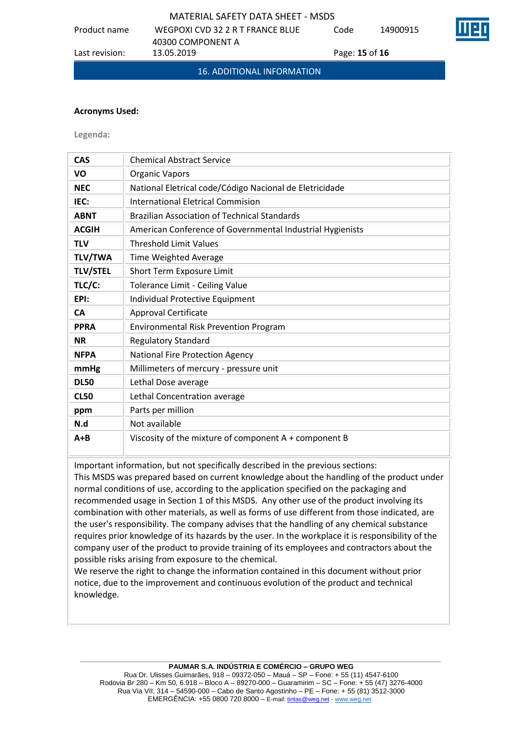## 16. ADDITIONAL INFORMATION

**Acronyms Used:**

**Legenda:**

| | |
|---|---|
| **CAS** | Chemical Abstract Service |
| **VO** | Organic Vapors |
| **NEC** | National Eletrical code/Código Nacional de Eletricidade |
| **IEC:** | International Eletrical Commision |
| **ABNT** | Brazilian Association of Technical Standards |
| **ACGIH** | American Conference of Governmental Industrial Hygienists |
| **TLV** | Threshold Limit Values |
| **TLV/TWA** | Time Weighted Average |
| **TLV/STEL** | Short Term Exposure Limit |
| **TLC/C:** | Tolerance Limit - Ceiling Value |
| **EPI:** | Individual Protective Equipment |
| **CA** | Approval Certificate |
| **PPRA** | Environmental Risk Prevention Program |
| **NR** | Regulatory Standard |
| **NFPA** | National Fire Protection Agency |
| **mmHg** | Millimeters of mercury - pressure unit |
| **DL50** | Lethal Dose average |
| **CL50** | Lethal Concentration average |
| **ppm** | Parts per million |
| **N.d** | Not available |
| **A+B** | Viscosity of the mixture of component A + component B |

Important information, but not specifically described in the previous sections:
This MSDS was prepared based on current knowledge about the handling of the product under normal conditions of use, according to the application specified on the packaging and recommended usage in Section 1 of this MSDS. Any other use of the product involving its combination with other materials, as well as forms of use different from those indicated, are the user's responsibility. The company advises that the handling of any chemical substance requires prior knowledge of its hazards by the user. In the workplace it is responsibility of the company user of the product to provide training of its employees and contractors about the possible risks arising from exposure to the chemical.
We reserve the right to change the information contained in this document without prior notice, due to the improvement and continuous evolution of the product and technical knowledge.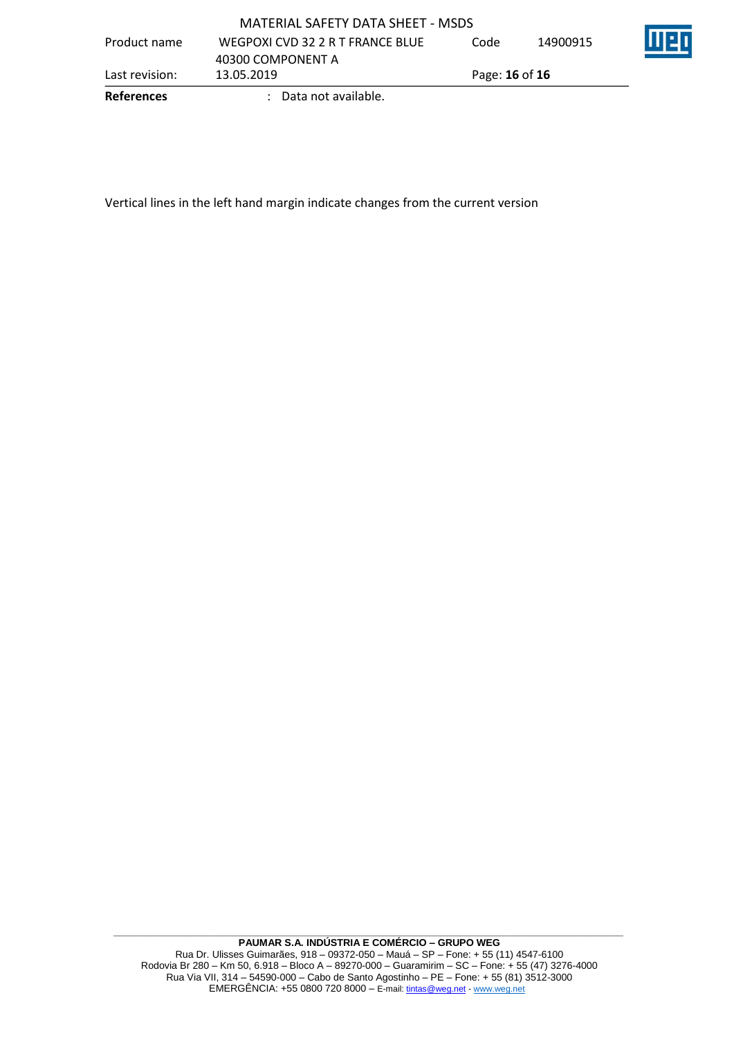**References** : Data not available.

Vertical lines in the left hand margin indicate changes from the current version